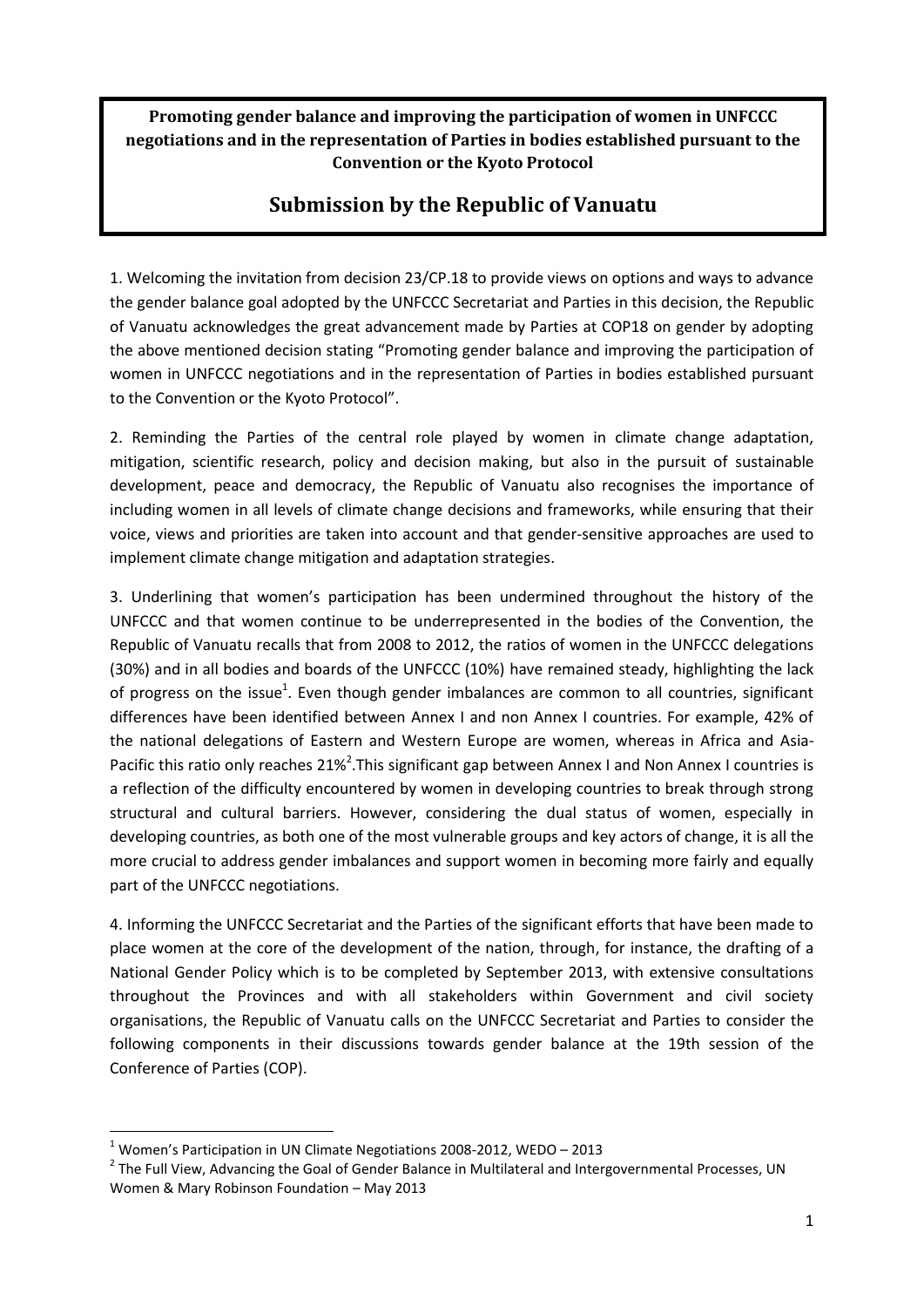**Promoting gender balance and improving the participation of women in UNFCCC negotiations and in the representation of Parties in bodies established pursuant to the Convention or the Kyoto Protocol**

## Submission by the Republic of Vanuatu

1. Welcoming the invitation from decision 23/CP.18 to provide views on options and ways to advance the gender balance goal adopted by the UNFCCC Secretariat and Parties in this decision, the Republic of Vanuatu acknowledges the great advancement made by Parties at COP18 on gender by adopting the above mentioned decision stating "Promoting gender balance and improving the participation of women in UNFCCC negotiations and in the representation of Parties in bodies established pursuant to the Convention or the Kyoto Protocol".

2. Reminding the Parties of the central role played by women in climate change adaptation, mitigation, scientific research, policy and decision making, but also in the pursuit of sustainable development, peace and democracy, the Republic of Vanuatu also recognises the importance of including women in all levels of climate change decisions and frameworks, while ensuring that their voice, views and priorities are taken into account and that gender-sensitive approaches are used to implement climate change mitigation and adaptation strategies.

3. Underlining that women's participation has been undermined throughout the history of the UNFCCC and that women continue to be underrepresented in the bodies of the Convention, the Republic of Vanuatu recalls that from 2008 to 2012, the ratios of women in the UNFCCC delegations (30%) and in all bodies and boards of the UNFCCC (10%) have remained steady, highlighting the lack of progress on the issue[1]. Even though gender imbalances are common to all countries, significant differences have been identified between Annex I and non Annex I countries. For example, 42% of the national delegations of Eastern and Western Europe are women, whereas in Africa and Asia-Pacific this ratio only reaches 21%[2].This significant gap between Annex I and Non Annex I countries is a reflection of the difficulty encountered by women in developing countries to break through strong structural and cultural barriers. However, considering the dual status of women, especially in developing countries, as both one of the most vulnerable groups and key actors of change, it is all the more crucial to address gender imbalances and support women in becoming more fairly and equally part of the UNFCCC negotiations.

4. Informing the UNFCCC Secretariat and the Parties of the significant efforts that have been made to place women at the core of the development of the nation, through, for instance, the drafting of a National Gender Policy which is to be completed by September 2013, with extensive consultations throughout the Provinces and with all stakeholders within Government and civil society organisations, the Republic of Vanuatu calls on the UNFCCC Secretariat and Parties to consider the following components in their discussions towards gender balance at the 19th session of the Conference of Parties (COP).

---

[1] Women's Participation in UN Climate Negotiations 2008-2012, WEDO – 2013

[2] The Full View, Advancing the Goal of Gender Balance in Multilateral and Intergovernmental Processes, UN Women & Mary Robinson Foundation – May 2013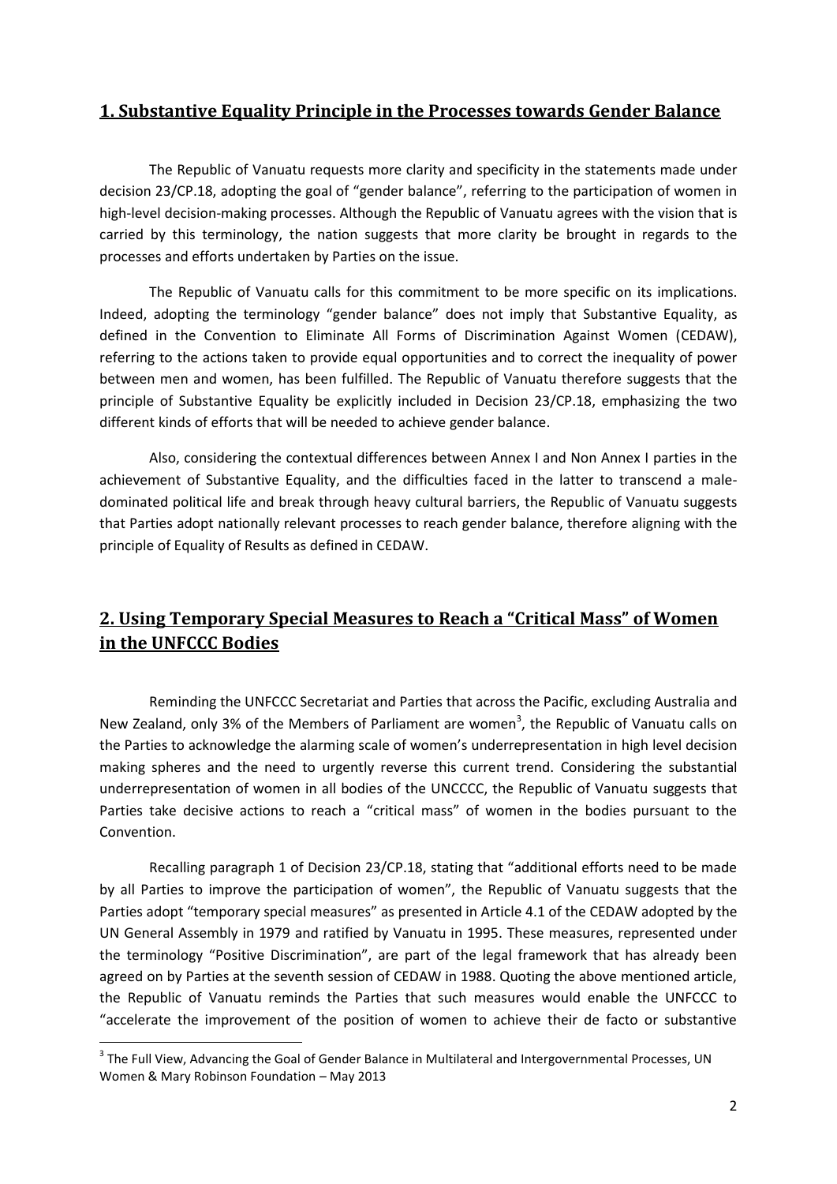## 1. Substantive Equality Principle in the Processes towards Gender Balance

The Republic of Vanuatu requests more clarity and specificity in the statements made under decision 23/CP.18, adopting the goal of "gender balance", referring to the participation of women in high-level decision-making processes. Although the Republic of Vanuatu agrees with the vision that is carried by this terminology, the nation suggests that more clarity be brought in regards to the processes and efforts undertaken by Parties on the issue.

The Republic of Vanuatu calls for this commitment to be more specific on its implications. Indeed, adopting the terminology "gender balance" does not imply that Substantive Equality, as defined in the Convention to Eliminate All Forms of Discrimination Against Women (CEDAW), referring to the actions taken to provide equal opportunities and to correct the inequality of power between men and women, has been fulfilled. The Republic of Vanuatu therefore suggests that the principle of Substantive Equality be explicitly included in Decision 23/CP.18, emphasizing the two different kinds of efforts that will be needed to achieve gender balance.

Also, considering the contextual differences between Annex I and Non Annex I parties in the achievement of Substantive Equality, and the difficulties faced in the latter to transcend a male-dominated political life and break through heavy cultural barriers, the Republic of Vanuatu suggests that Parties adopt nationally relevant processes to reach gender balance, therefore aligning with the principle of Equality of Results as defined in CEDAW.

## 2. Using Temporary Special Measures to Reach a "Critical Mass" of Women in the UNFCCC Bodies

Reminding the UNFCCC Secretariat and Parties that across the Pacific, excluding Australia and New Zealand, only 3% of the Members of Parliament are women[3], the Republic of Vanuatu calls on the Parties to acknowledge the alarming scale of women's underrepresentation in high level decision making spheres and the need to urgently reverse this current trend. Considering the substantial underrepresentation of women in all bodies of the UNCCCC, the Republic of Vanuatu suggests that Parties take decisive actions to reach a "critical mass" of women in the bodies pursuant to the Convention.

Recalling paragraph 1 of Decision 23/CP.18, stating that "additional efforts need to be made by all Parties to improve the participation of women", the Republic of Vanuatu suggests that the Parties adopt "temporary special measures" as presented in Article 4.1 of the CEDAW adopted by the UN General Assembly in 1979 and ratified by Vanuatu in 1995. These measures, represented under the terminology "Positive Discrimination", are part of the legal framework that has already been agreed on by Parties at the seventh session of CEDAW in 1988. Quoting the above mentioned article, the Republic of Vanuatu reminds the Parties that such measures would enable the UNFCCC to "accelerate the improvement of the position of women to achieve their de facto or substantive

[3] The Full View, Advancing the Goal of Gender Balance in Multilateral and Intergovernmental Processes, UN Women & Mary Robinson Foundation – May 2013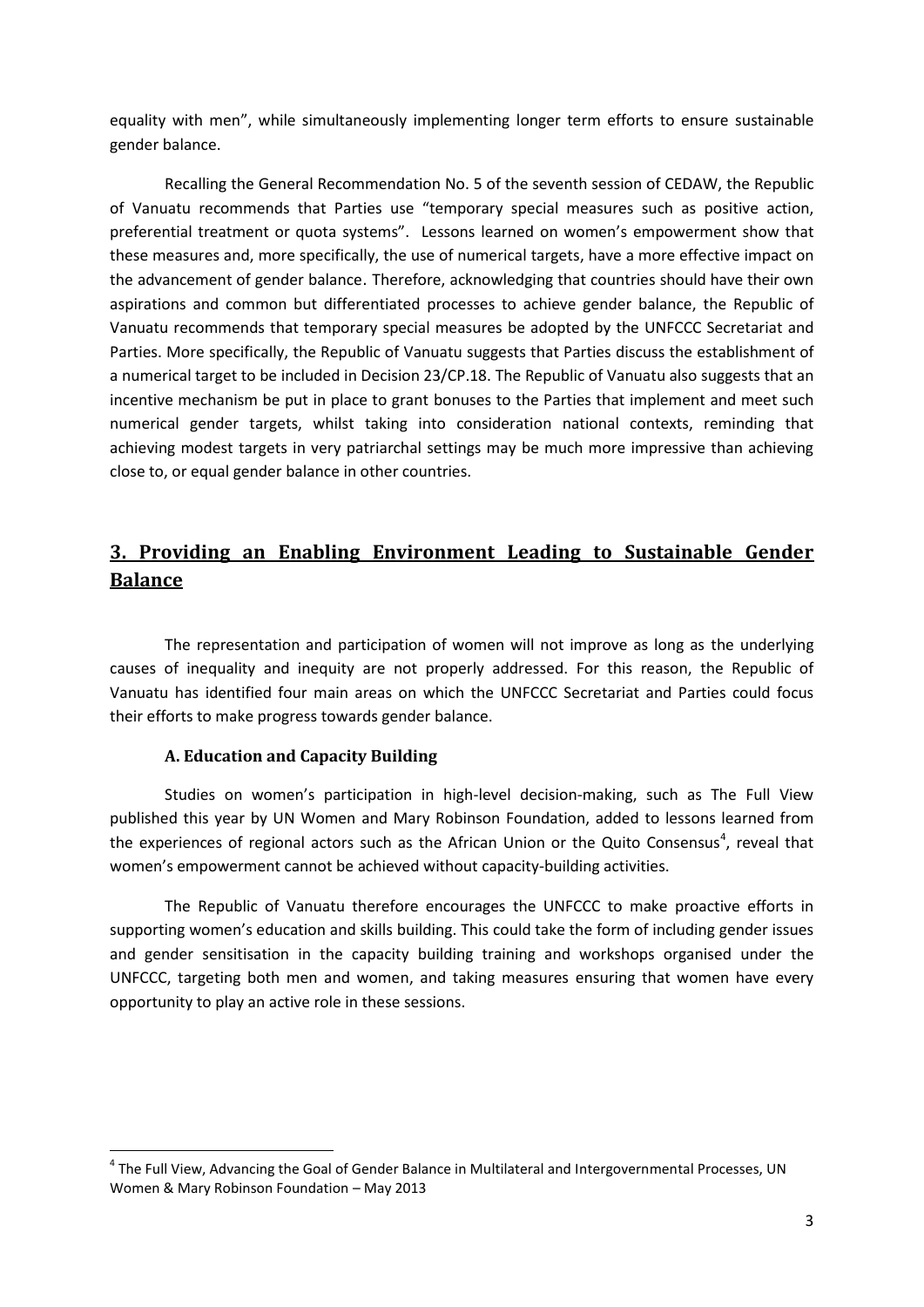equality with men", while simultaneously implementing longer term efforts to ensure sustainable gender balance.

Recalling the General Recommendation No. 5 of the seventh session of CEDAW, the Republic of Vanuatu recommends that Parties use "temporary special measures such as positive action, preferential treatment or quota systems". Lessons learned on women's empowerment show that these measures and, more specifically, the use of numerical targets, have a more effective impact on the advancement of gender balance. Therefore, acknowledging that countries should have their own aspirations and common but differentiated processes to achieve gender balance, the Republic of Vanuatu recommends that temporary special measures be adopted by the UNFCCC Secretariat and Parties. More specifically, the Republic of Vanuatu suggests that Parties discuss the establishment of a numerical target to be included in Decision 23/CP.18. The Republic of Vanuatu also suggests that an incentive mechanism be put in place to grant bonuses to the Parties that implement and meet such numerical gender targets, whilst taking into consideration national contexts, reminding that achieving modest targets in very patriarchal settings may be much more impressive than achieving close to, or equal gender balance in other countries.

## 3. Providing an Enabling Environment Leading to Sustainable Gender Balance

The representation and participation of women will not improve as long as the underlying causes of inequality and inequity are not properly addressed. For this reason, the Republic of Vanuatu has identified four main areas on which the UNFCCC Secretariat and Parties could focus their efforts to make progress towards gender balance.

### A. Education and Capacity Building

Studies on women's participation in high-level decision-making, such as The Full View published this year by UN Women and Mary Robinson Foundation, added to lessons learned from the experiences of regional actors such as the African Union or the Quito Consensus[4], reveal that women's empowerment cannot be achieved without capacity-building activities.

The Republic of Vanuatu therefore encourages the UNFCCC to make proactive efforts in supporting women's education and skills building. This could take the form of including gender issues and gender sensitisation in the capacity building training and workshops organised under the UNFCCC, targeting both men and women, and taking measures ensuring that women have every opportunity to play an active role in these sessions.

---

[4] The Full View, Advancing the Goal of Gender Balance in Multilateral and Intergovernmental Processes, UN Women & Mary Robinson Foundation – May 2013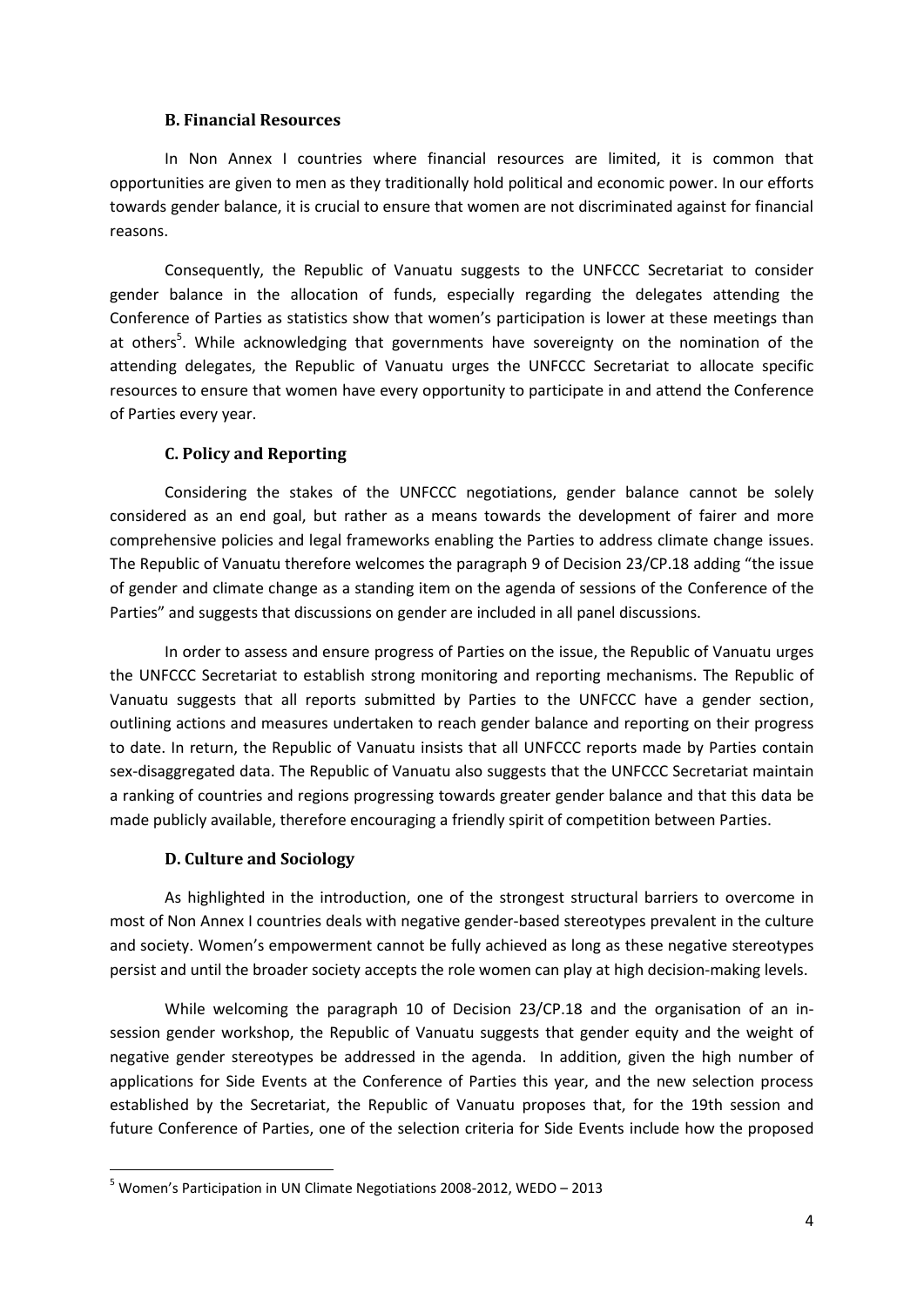### B. Financial Resources

In Non Annex I countries where financial resources are limited, it is common that opportunities are given to men as they traditionally hold political and economic power. In our efforts towards gender balance, it is crucial to ensure that women are not discriminated against for financial reasons.

Consequently, the Republic of Vanuatu suggests to the UNFCCC Secretariat to consider gender balance in the allocation of funds, especially regarding the delegates attending the Conference of Parties as statistics show that women's participation is lower at these meetings than at others[5]. While acknowledging that governments have sovereignty on the nomination of the attending delegates, the Republic of Vanuatu urges the UNFCCC Secretariat to allocate specific resources to ensure that women have every opportunity to participate in and attend the Conference of Parties every year.

### C. Policy and Reporting

Considering the stakes of the UNFCCC negotiations, gender balance cannot be solely considered as an end goal, but rather as a means towards the development of fairer and more comprehensive policies and legal frameworks enabling the Parties to address climate change issues. The Republic of Vanuatu therefore welcomes the paragraph 9 of Decision 23/CP.18 adding "the issue of gender and climate change as a standing item on the agenda of sessions of the Conference of the Parties" and suggests that discussions on gender are included in all panel discussions.

In order to assess and ensure progress of Parties on the issue, the Republic of Vanuatu urges the UNFCCC Secretariat to establish strong monitoring and reporting mechanisms. The Republic of Vanuatu suggests that all reports submitted by Parties to the UNFCCC have a gender section, outlining actions and measures undertaken to reach gender balance and reporting on their progress to date. In return, the Republic of Vanuatu insists that all UNFCCC reports made by Parties contain sex-disaggregated data. The Republic of Vanuatu also suggests that the UNFCCC Secretariat maintain a ranking of countries and regions progressing towards greater gender balance and that this data be made publicly available, therefore encouraging a friendly spirit of competition between Parties.

### D. Culture and Sociology

As highlighted in the introduction, one of the strongest structural barriers to overcome in most of Non Annex I countries deals with negative gender-based stereotypes prevalent in the culture and society. Women's empowerment cannot be fully achieved as long as these negative stereotypes persist and until the broader society accepts the role women can play at high decision-making levels.

While welcoming the paragraph 10 of Decision 23/CP.18 and the organisation of an in-session gender workshop, the Republic of Vanuatu suggests that gender equity and the weight of negative gender stereotypes be addressed in the agenda. In addition, given the high number of applications for Side Events at the Conference of Parties this year, and the new selection process established by the Secretariat, the Republic of Vanuatu proposes that, for the 19th session and future Conference of Parties, one of the selection criteria for Side Events include how the proposed

---

[5] Women's Participation in UN Climate Negotiations 2008-2012, WEDO – 2013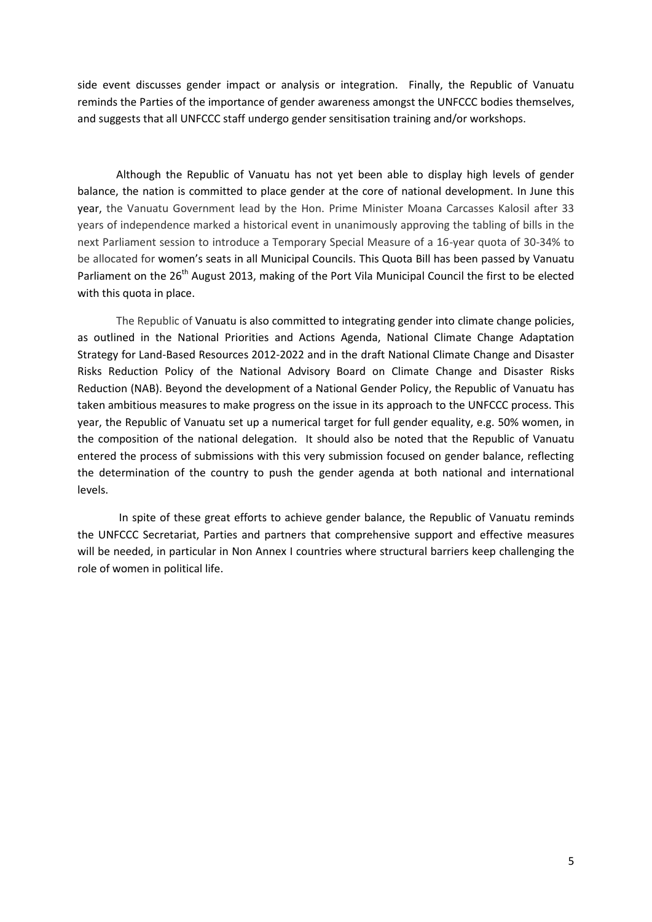side event discusses gender impact or analysis or integration. Finally, the Republic of Vanuatu reminds the Parties of the importance of gender awareness amongst the UNFCCC bodies themselves, and suggests that all UNFCCC staff undergo gender sensitisation training and/or workshops.

Although the Republic of Vanuatu has not yet been able to display high levels of gender balance, the nation is committed to place gender at the core of national development. In June this year, the Vanuatu Government lead by the Hon. Prime Minister Moana Carcasses Kalosil after 33 years of independence marked a historical event in unanimously approving the tabling of bills in the next Parliament session to introduce a Temporary Special Measure of a 16-year quota of 30-34% to be allocated for women's seats in all Municipal Councils. This Quota Bill has been passed by Vanuatu Parliament on the 26th August 2013, making of the Port Vila Municipal Council the first to be elected with this quota in place.

The Republic of Vanuatu is also committed to integrating gender into climate change policies, as outlined in the National Priorities and Actions Agenda, National Climate Change Adaptation Strategy for Land-Based Resources 2012-2022 and in the draft National Climate Change and Disaster Risks Reduction Policy of the National Advisory Board on Climate Change and Disaster Risks Reduction (NAB). Beyond the development of a National Gender Policy, the Republic of Vanuatu has taken ambitious measures to make progress on the issue in its approach to the UNFCCC process. This year, the Republic of Vanuatu set up a numerical target for full gender equality, e.g. 50% women, in the composition of the national delegation. It should also be noted that the Republic of Vanuatu entered the process of submissions with this very submission focused on gender balance, reflecting the determination of the country to push the gender agenda at both national and international levels.

In spite of these great efforts to achieve gender balance, the Republic of Vanuatu reminds the UNFCCC Secretariat, Parties and partners that comprehensive support and effective measures will be needed, in particular in Non Annex I countries where structural barriers keep challenging the role of women in political life.